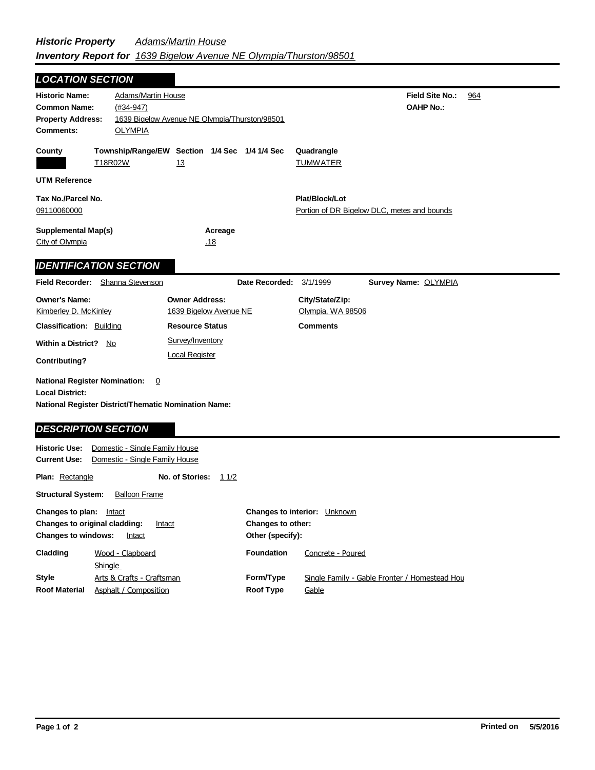***Historic Property*** *Adams/Martin House*

***Inventory Report for*** *1639 Bigelow Avenue NE Olympia/Thurston/98501*

## *LOCATION SECTION*

**Historic Name:** Adams/Martin House
**Field Site No.:** 964
**Common Name:** (#34-947)
**OAHP No.:**
**Property Address:** 1639 Bigelow Avenue NE Olympia/Thurston/98501
**Comments:** OLYMPIA

| County | Township/Range/EW | Section | 1/4 Sec | 1/4 1/4 Sec | Quadrangle |
|---|---|---|---|---|---|
| | T18R02W | 13 | | | TUMWATER |

**UTM Reference**

**Tax No./Parcel No.**
09110060000

**Plat/Block/Lot**
Portion of DR Bigelow DLC, metes and bounds

**Supplemental Map(s)**
City of Olympia

**Acreage**
.18

## *IDENTIFICATION SECTION*

**Field Recorder:** Shanna Stevenson
**Date Recorded:** 3/1/1999
**Survey Name:** OLYMPIA

**Owner's Name:** Kimberley D. McKinley
**Owner Address:** 1639 Bigelow Avenue NE
**City/State/Zip:** Olympia, WA 98506

**Classification:** Building
**Resource Status**
Survey/Inventory
Local Register
**Comments**

**Within a District?** No

**Contributing?**

**National Register Nomination:** 0
**Local District:**
**National Register District/Thematic Nomination Name:**

## *DESCRIPTION SECTION*

**Historic Use:** Domestic - Single Family House
**Current Use:** Domestic - Single Family House

**Plan:** Rectangle
**No. of Stories:** 1 1/2

**Structural System:** Balloon Frame

**Changes to plan:** Intact
**Changes to original cladding:** Intact
**Changes to windows:** Intact
**Changes to interior:** Unknown
**Changes to other:**
**Other (specify):**

**Cladding:** Wood - Clapboard; Shingle
**Foundation:** Concrete - Poured
**Style:** Arts & Crafts - Craftsman
**Form/Type:** Single Family - Gable Fronter / Homestead Hou
**Roof Material:** Asphalt / Composition
**Roof Type:** Gable

Printed on 5/5/2016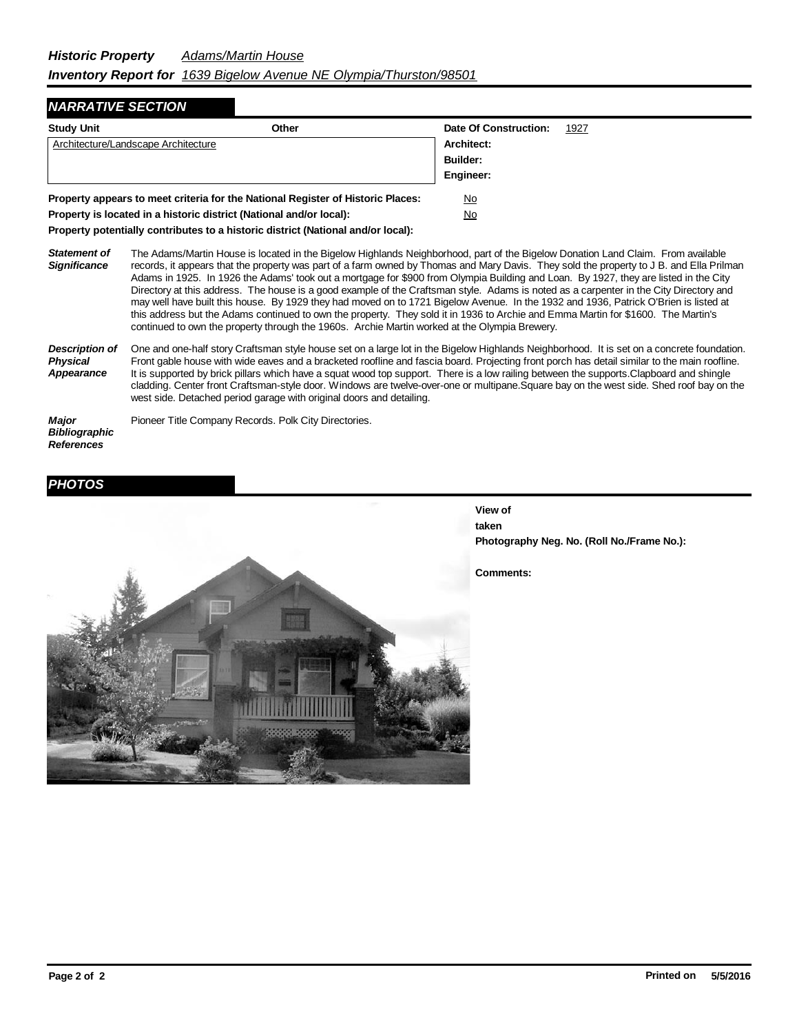***Historic Property*** *Adams/Martin House*
***Inventory Report for*** *1639 Bigelow Avenue NE Olympia/Thurston/98501*

## *NARRATIVE SECTION*

| **Study Unit** | **Other** | **Date Of Construction:** | 1927 |
|---|---|---|---|
| Architecture/Landscape Architecture | | **Architect:** | |
| | | **Builder:** | |
| | | **Engineer:** | |

**Property appears to meet criteria for the National Register of Historic Places:** No

**Property is located in a historic district (National and/or local):** No

**Property potentially contributes to a historic district (National and/or local):**

***Statement of Significance***

The Adams/Martin House is located in the Bigelow Highlands Neighborhood, part of the Bigelow Donation Land Claim. From available records, it appears that the property was part of a farm owned by Thomas and Mary Davis. They sold the property to J B. and Ella Prilman Adams in 1925. In 1926 the Adams' took out a mortgage for $900 from Olympia Building and Loan. By 1927, they are listed in the City Directory at this address. The house is a good example of the Craftsman style. Adams is noted as a carpenter in the City Directory and may well have built this house. By 1929 they had moved on to 1721 Bigelow Avenue. In the 1932 and 1936, Patrick O'Brien is listed at this address but the Adams continued to own the property. They sold it in 1936 to Archie and Emma Martin for $1600. The Martin's continued to own the property through the 1960s. Archie Martin worked at the Olympia Brewery.

***Description of Physical Appearance***

One and one-half story Craftsman style house set on a large lot in the Bigelow Highlands Neighborhood. It is set on a concrete foundation. Front gable house with wide eaves and a bracketed roofline and fascia board. Projecting front porch has detail similar to the main roofline. It is supported by brick pillars which have a squat wood top support. There is a low railing between the supports.Clapboard and shingle cladding. Center front Craftsman-style door. Windows are twelve-over-one or multipane.Square bay on the west side. Shed roof bay on the west side. Detached period garage with original doors and detailing.

***Major Bibliographic References***

Pioneer Title Company Records. Polk City Directories.

## *PHOTOS*

**View of**

**taken**

**Photography Neg. No. (Roll No./Frame No.):**

**Comments:**